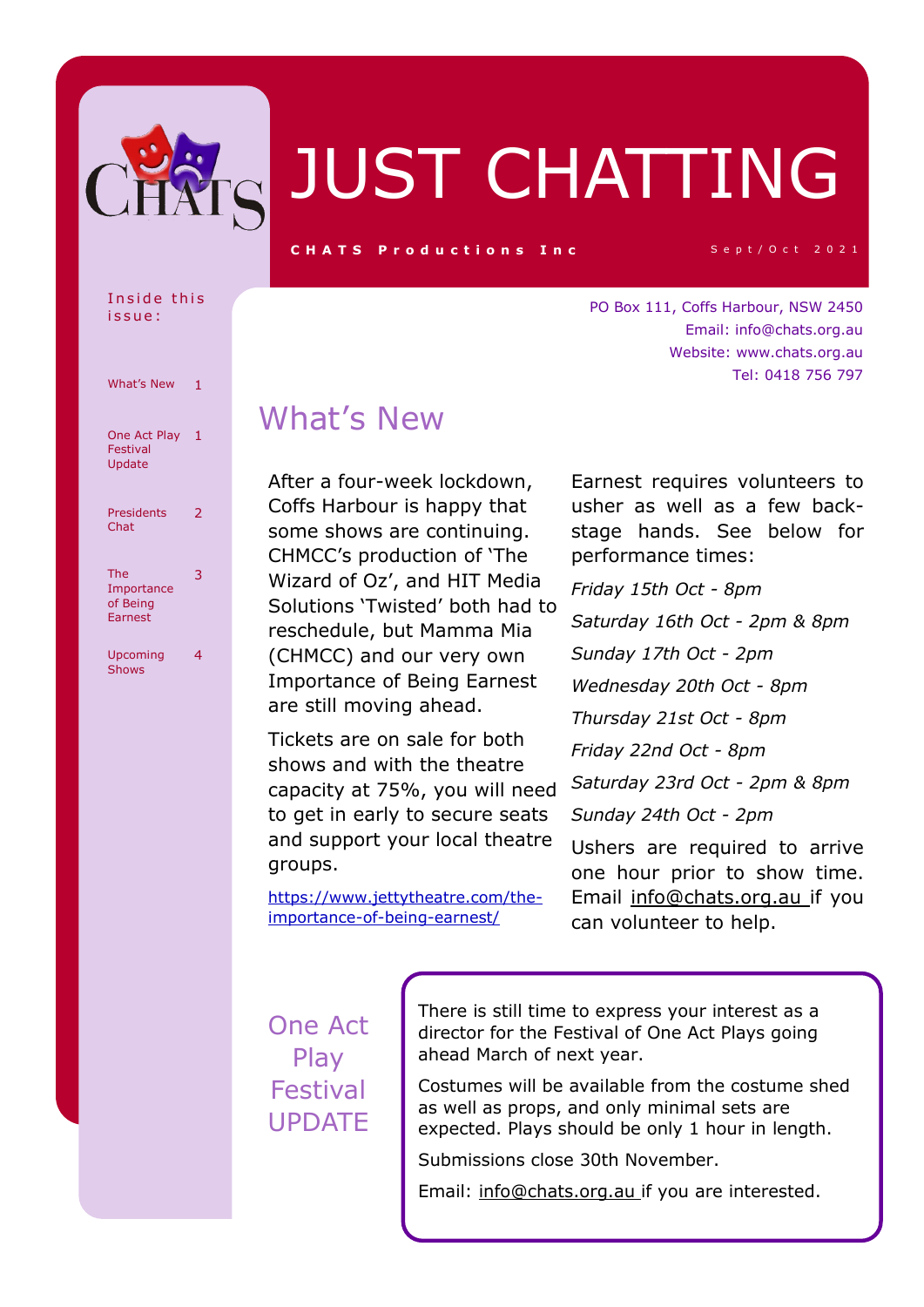# JUST CHATTING

**CHATS Productions Inc**

Sept/Oct 2021

PO Box 111, Coffs Harbour, NSW 2450
Email: info@chats.org.au
Website: www.chats.org.au
Tel: 0418 756 797

**Inside this issue:**

| | |
|---|---|
| What's New | 1 |
| One Act Play Festival Update | 1 |
| Presidents Chat | 2 |
| The Importance of Being Earnest | 3 |
| Upcoming Shows | 4 |

## What's New

After a four-week lockdown, Coffs Harbour is happy that some shows are continuing. CHMCC's production of 'The Wizard of Oz', and HIT Media Solutions 'Twisted' both had to reschedule, but Mamma Mia (CHMCC) and our very own Importance of Being Earnest are still moving ahead.

Tickets are on sale for both shows and with the theatre capacity at 75%, you will need to get in early to secure seats and support your local theatre groups.

https://www.jettytheatre.com/the-importance-of-being-earnest/

Earnest requires volunteers to usher as well as a few back-stage hands. See below for performance times:

*Friday 15th Oct - 8pm*

*Saturday 16th Oct - 2pm & 8pm*

*Sunday 17th Oct - 2pm*

*Wednesday 20th Oct - 8pm*

*Thursday 21st Oct - 8pm*

*Friday 22nd Oct - 8pm*

*Saturday 23rd Oct - 2pm & 8pm*

*Sunday 24th Oct - 2pm*

Ushers are required to arrive one hour prior to show time. Email info@chats.org.au if you can volunteer to help.

## One Act Play Festival UPDATE

There is still time to express your interest as a director for the Festival of One Act Plays going ahead March of next year.

Costumes will be available from the costume shed as well as props, and only minimal sets are expected. Plays should be only 1 hour in length.

Submissions close 30th November.

Email: info@chats.org.au if you are interested.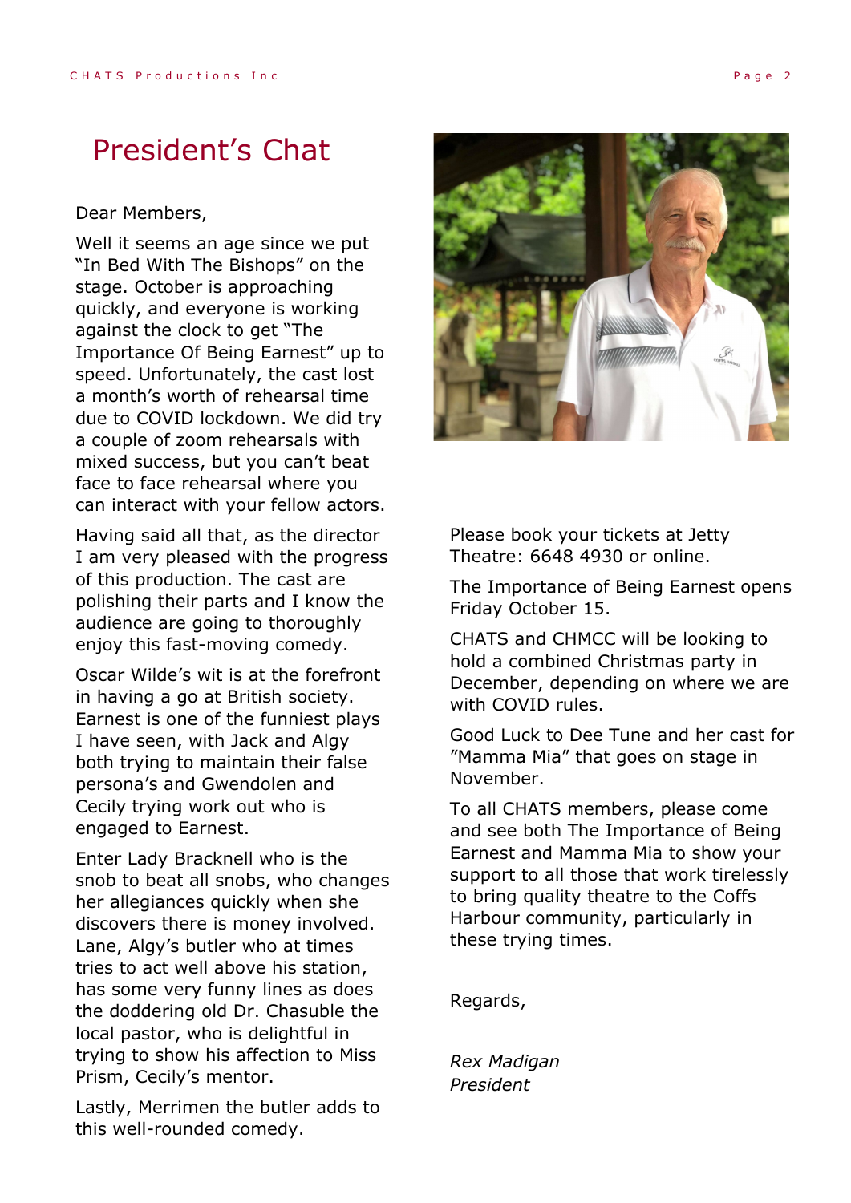# President's Chat

Dear Members,

Well it seems an age since we put "In Bed With The Bishops" on the stage. October is approaching quickly, and everyone is working against the clock to get "The Importance Of Being Earnest" up to speed. Unfortunately, the cast lost a month's worth of rehearsal time due to COVID lockdown. We did try a couple of zoom rehearsals with mixed success, but you can't beat face to face rehearsal where you can interact with your fellow actors.

Having said all that, as the director I am very pleased with the progress of this production. The cast are polishing their parts and I know the audience are going to thoroughly enjoy this fast-moving comedy.

Oscar Wilde's wit is at the forefront in having a go at British society. Earnest is one of the funniest plays I have seen, with Jack and Algy both trying to maintain their false persona's and Gwendolen and Cecily trying work out who is engaged to Earnest.

Enter Lady Bracknell who is the snob to beat all snobs, who changes her allegiances quickly when she discovers there is money involved. Lane, Algy's butler who at times tries to act well above his station, has some very funny lines as does the doddering old Dr. Chasuble the local pastor, who is delightful in trying to show his affection to Miss Prism, Cecily's mentor.

Lastly, Merrimen the butler adds to this well-rounded comedy.

Please book your tickets at Jetty Theatre: 6648 4930 or online.

The Importance of Being Earnest opens Friday October 15.

CHATS and CHMCC will be looking to hold a combined Christmas party in December, depending on where we are with COVID rules.

Good Luck to Dee Tune and her cast for "Mamma Mia" that goes on stage in November.

To all CHATS members, please come and see both The Importance of Being Earnest and Mamma Mia to show your support to all those that work tirelessly to bring quality theatre to the Coffs Harbour community, particularly in these trying times.

Regards,

*Rex Madigan*
*President*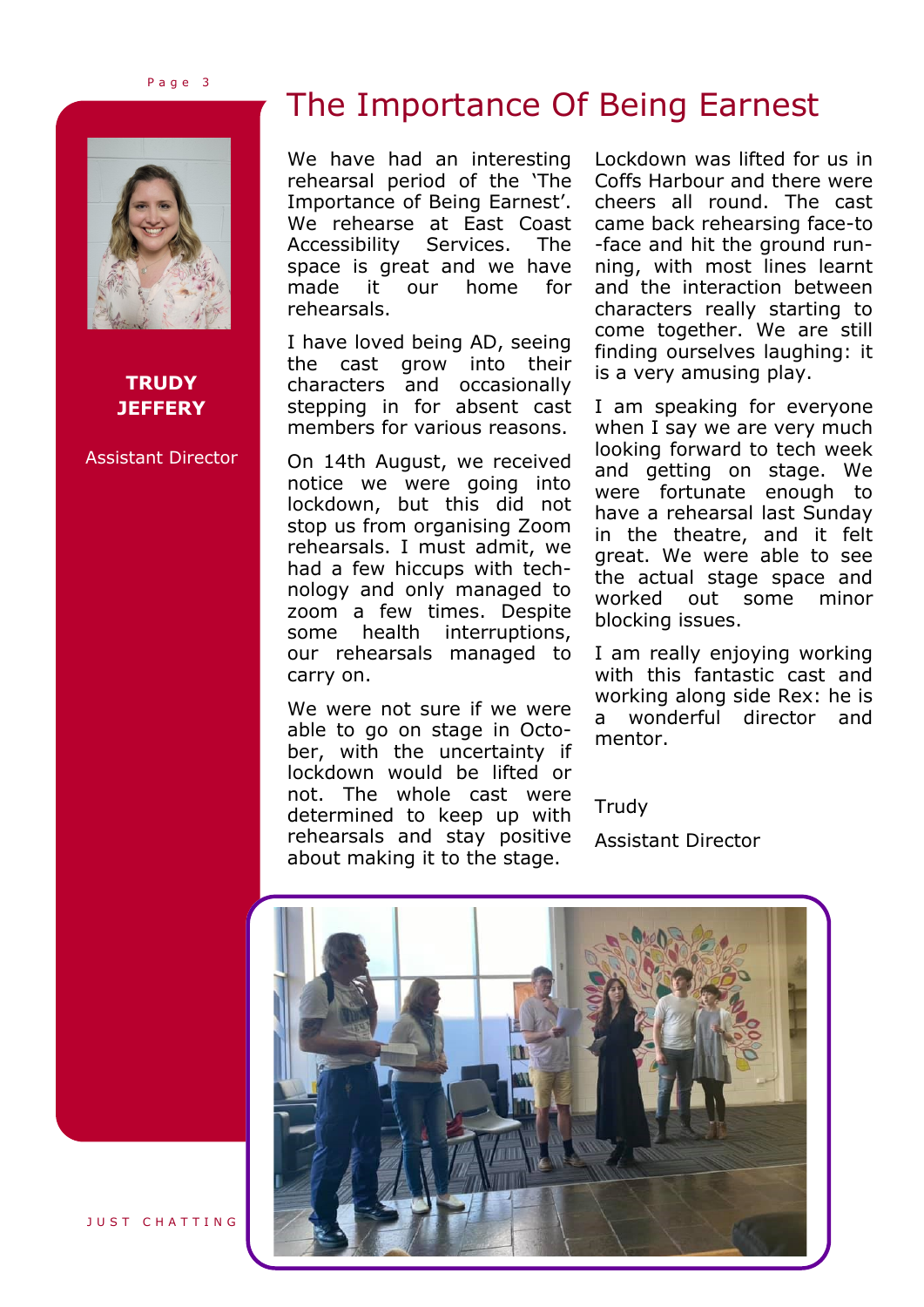# The Importance Of Being Earnest

**TRUDY JEFFERY**

Assistant Director

We have had an interesting rehearsal period of the 'The Importance of Being Earnest'. We rehearse at East Coast Accessibility Services. The space is great and we have made it our home for rehearsals.

I have loved being AD, seeing the cast grow into their characters and occasionally stepping in for absent cast members for various reasons.

On 14th August, we received notice we were going into lockdown, but this did not stop us from organising Zoom rehearsals. I must admit, we had a few hiccups with technology and only managed to zoom a few times. Despite some health interruptions, our rehearsals managed to carry on.

We were not sure if we were able to go on stage in October, with the uncertainty if lockdown would be lifted or not. The whole cast were determined to keep up with rehearsals and stay positive about making it to the stage.

Lockdown was lifted for us in Coffs Harbour and there were cheers all round. The cast came back rehearsing face-to-face and hit the ground running, with most lines learnt and the interaction between characters really starting to come together. We are still finding ourselves laughing: it is a very amusing play.

I am speaking for everyone when I say we are very much looking forward to tech week and getting on stage. We were fortunate enough to have a rehearsal last Sunday in the theatre, and it felt great. We were able to see the actual stage space and worked out some minor blocking issues.

I am really enjoying working with this fantastic cast and working along side Rex: he is a wonderful director and mentor.

Trudy

Assistant Director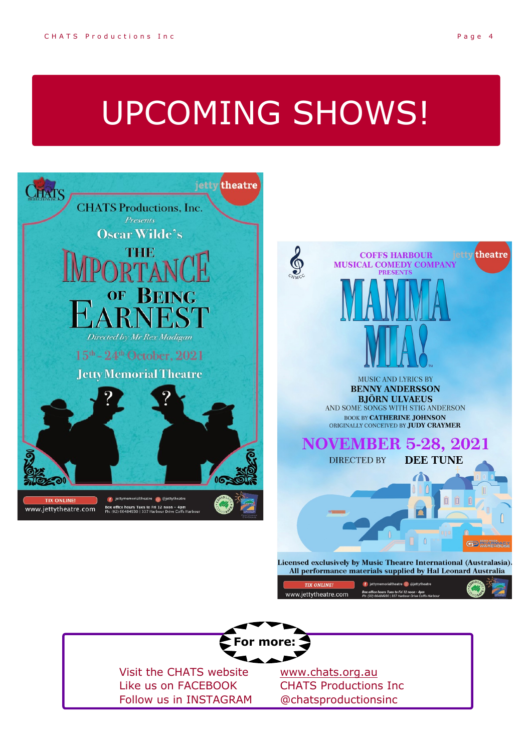# UPCOMING SHOWS!

CHATS Productions, Inc.

*Presents*

Oscar Wilde's

THE IMPORTANCE OF BEING EARNEST

*Directed by Mr Rex Madigan*

15th - 24th October, 2021

Jetty Memorial Theatre

TIX ONLINE! www.jettytheatre.com

Box office hours Tues to Fri 12 noon – 4pm Ph: (02) 66484930 | 337 Harbour Drive Coffs Harbour

COFFS HARBOUR MUSICAL COMEDY COMPANY PRESENTS

MAMMA MIA!

MUSIC AND LYRICS BY
**BENNY ANDERSSON**
**BJÖRN ULVAEUS**
AND SOME SONGS WITH STIG ANDERSON
BOOK BY **CATHERINE JOHNSON**
ORIGINALLY CONCEIVED BY **JUDY CRAYMER**

NOVEMBER 5-28, 2021

DIRECTED BY **DEE TUNE**

Licensed exclusively by Music Theatre International (Australasia). All performance materials supplied by Hal Leonard Australia

TIX ONLINE! www.jettytheatre.com

Box office hours Tues to Fri 12 noon – 4pm Ph: (02) 66484930 | 337 Harbour Drive Coffs Harbour

**For more:**

| | |
|---|---|
| Visit the CHATS website | www.chats.org.au |
| Like us on FACEBOOK | CHATS Productions Inc |
| Follow us in INSTAGRAM | @chatsproductionsinc |